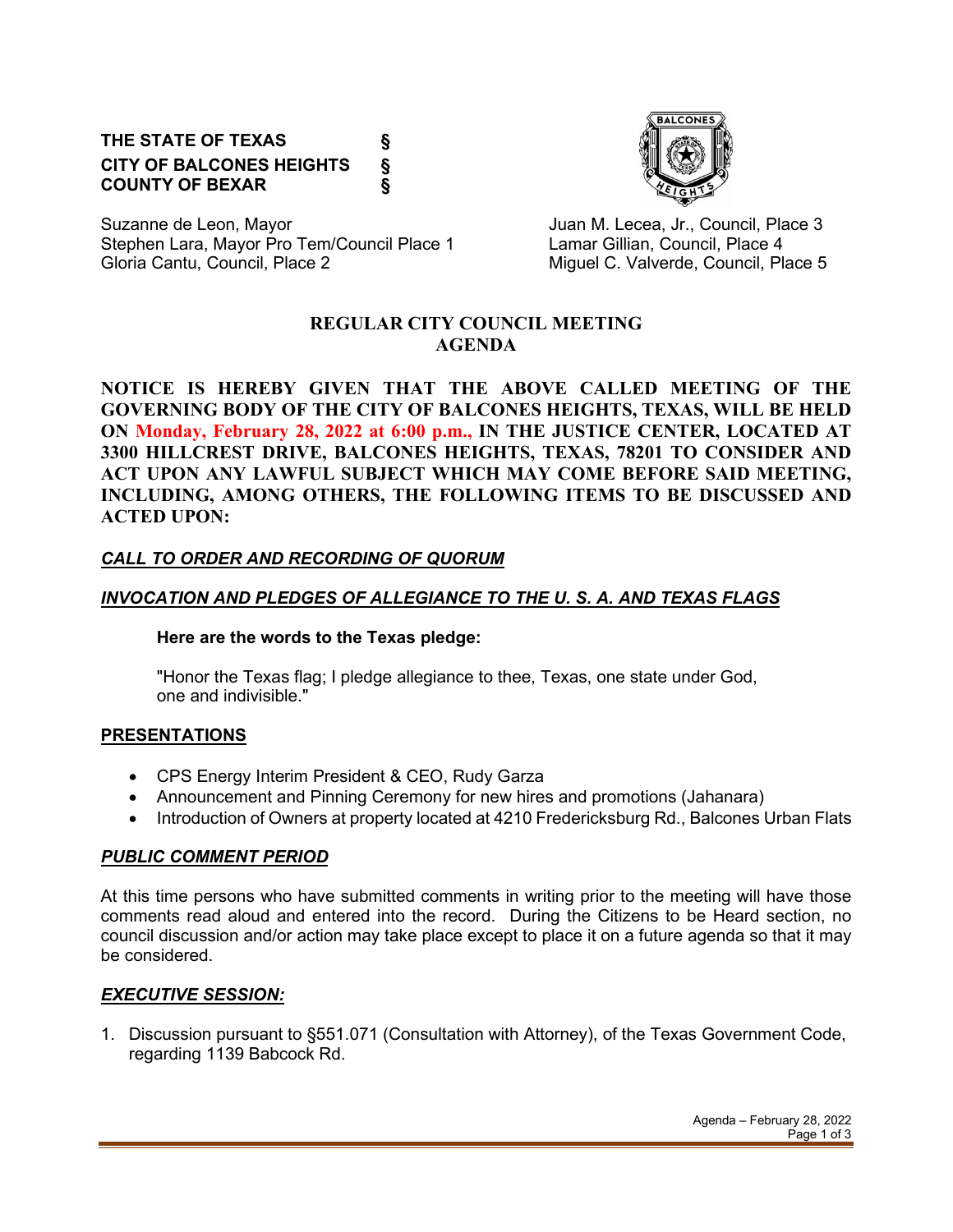**THE STATE OF TEXAS §**
**CITY OF BALCONES HEIGHTS §**
**COUNTY OF BEXAR §**

Suzanne de Leon, Mayor
Stephen Lara, Mayor Pro Tem/Council Place 1
Gloria Cantu, Council, Place 2
Juan M. Lecea, Jr., Council, Place 3
Lamar Gillian, Council, Place 4
Miguel C. Valverde, Council, Place 5

# REGULAR CITY COUNCIL MEETING AGENDA

**NOTICE IS HEREBY GIVEN THAT THE ABOVE CALLED MEETING OF THE GOVERNING BODY OF THE CITY OF BALCONES HEIGHTS, TEXAS, WILL BE HELD ON Monday, February 28, 2022 at 6:00 p.m., IN THE JUSTICE CENTER, LOCATED AT 3300 HILLCREST DRIVE, BALCONES HEIGHTS, TEXAS, 78201 TO CONSIDER AND ACT UPON ANY LAWFUL SUBJECT WHICH MAY COME BEFORE SAID MEETING, INCLUDING, AMONG OTHERS, THE FOLLOWING ITEMS TO BE DISCUSSED AND ACTED UPON:**

## *CALL TO ORDER AND RECORDING OF QUORUM*

## *INVOCATION AND PLEDGES OF ALLEGIANCE TO THE U. S. A. AND TEXAS FLAGS*

**Here are the words to the Texas pledge:**

"Honor the Texas flag; I pledge allegiance to thee, Texas, one state under God, one and indivisible."

## PRESENTATIONS

- CPS Energy Interim President & CEO, Rudy Garza
- Announcement and Pinning Ceremony for new hires and promotions (Jahanara)
- Introduction of Owners at property located at 4210 Fredericksburg Rd., Balcones Urban Flats

## *PUBLIC COMMENT PERIOD*

At this time persons who have submitted comments in writing prior to the meeting will have those comments read aloud and entered into the record. During the Citizens to be Heard section, no council discussion and/or action may take place except to place it on a future agenda so that it may be considered.

## *EXECUTIVE SESSION:*

1. Discussion pursuant to §551.071 (Consultation with Attorney), of the Texas Government Code, regarding 1139 Babcock Rd.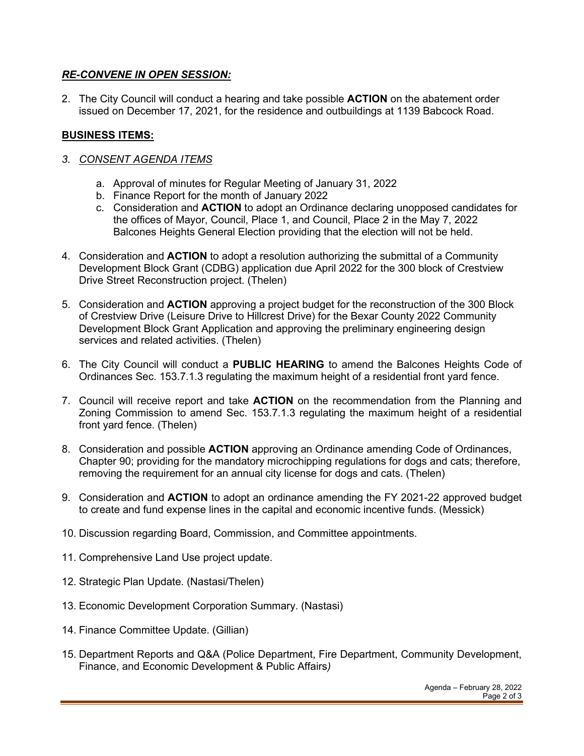***RE-CONVENE IN OPEN SESSION:***

2. The City Council will conduct a hearing and take possible **ACTION** on the abatement order issued on December 17, 2021, for the residence and outbuildings at 1139 Babcock Road.

**BUSINESS ITEMS:**

3. *CONSENT AGENDA ITEMS*

    a. Approval of minutes for Regular Meeting of January 31, 2022
    b. Finance Report for the month of January 2022
    c. Consideration and **ACTION** to adopt an Ordinance declaring unopposed candidates for the offices of Mayor, Council, Place 1, and Council, Place 2 in the May 7, 2022 Balcones Heights General Election providing that the election will not be held.

4. Consideration and **ACTION** to adopt a resolution authorizing the submittal of a Community Development Block Grant (CDBG) application due April 2022 for the 300 block of Crestview Drive Street Reconstruction project. (Thelen)

5. Consideration and **ACTION** approving a project budget for the reconstruction of the 300 Block of Crestview Drive (Leisure Drive to Hillcrest Drive) for the Bexar County 2022 Community Development Block Grant Application and approving the preliminary engineering design services and related activities. (Thelen)

6. The City Council will conduct a **PUBLIC HEARING** to amend the Balcones Heights Code of Ordinances Sec. 153.7.1.3 regulating the maximum height of a residential front yard fence.

7. Council will receive report and take **ACTION** on the recommendation from the Planning and Zoning Commission to amend Sec. 153.7.1.3 regulating the maximum height of a residential front yard fence. (Thelen)

8. Consideration and possible **ACTION** approving an Ordinance amending Code of Ordinances, Chapter 90; providing for the mandatory microchipping regulations for dogs and cats; therefore, removing the requirement for an annual city license for dogs and cats. (Thelen)

9. Consideration and **ACTION** to adopt an ordinance amending the FY 2021-22 approved budget to create and fund expense lines in the capital and economic incentive funds. (Messick)

10. Discussion regarding Board, Commission, and Committee appointments.

11. Comprehensive Land Use project update.

12. Strategic Plan Update. (Nastasi/Thelen)

13. Economic Development Corporation Summary. (Nastasi)

14. Finance Committee Update. (Gillian)

15. Department Reports and Q&A (Police Department, Fire Department, Community Development, Finance, and Economic Development & Public Affairs*)*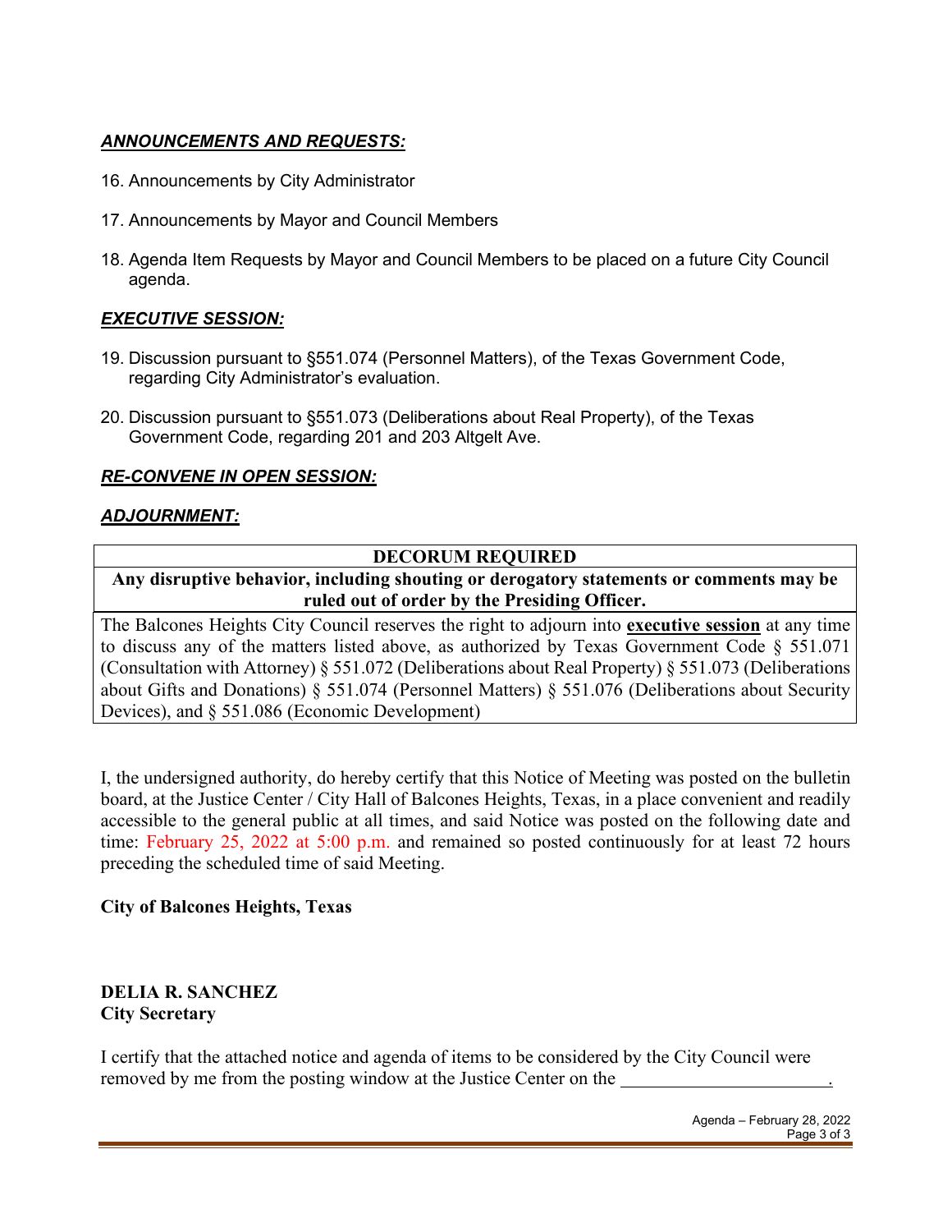***ANNOUNCEMENTS AND REQUESTS:***

16. Announcements by City Administrator

17. Announcements by Mayor and Council Members

18. Agenda Item Requests by Mayor and Council Members to be placed on a future City Council agenda.

***EXECUTIVE SESSION:***

19. Discussion pursuant to §551.074 (Personnel Matters), of the Texas Government Code, regarding City Administrator's evaluation.

20. Discussion pursuant to §551.073 (Deliberations about Real Property), of the Texas Government Code, regarding 201 and 203 Altgelt Ave.

***RE-CONVENE IN OPEN SESSION:***

***ADJOURNMENT:***

| **DECORUM REQUIRED** |
|---|
| **Any disruptive behavior, including shouting or derogatory statements or comments may be ruled out of order by the Presiding Officer.** |
| The Balcones Heights City Council reserves the right to adjourn into **executive session** at any time to discuss any of the matters listed above, as authorized by Texas Government Code § 551.071 (Consultation with Attorney) § 551.072 (Deliberations about Real Property) § 551.073 (Deliberations about Gifts and Donations) § 551.074 (Personnel Matters) § 551.076 (Deliberations about Security Devices), and § 551.086 (Economic Development) |

I, the undersigned authority, do hereby certify that this Notice of Meeting was posted on the bulletin board, at the Justice Center / City Hall of Balcones Heights, Texas, in a place convenient and readily accessible to the general public at all times, and said Notice was posted on the following date and time: February 25, 2022 at 5:00 p.m. and remained so posted continuously for at least 72 hours preceding the scheduled time of said Meeting.

**City of Balcones Heights, Texas**

**DELIA R. SANCHEZ**
**City Secretary**

I certify that the attached notice and agenda of items to be considered by the City Council were removed by me from the posting window at the Justice Center on the ______________________.

Agenda – February 28, 2022